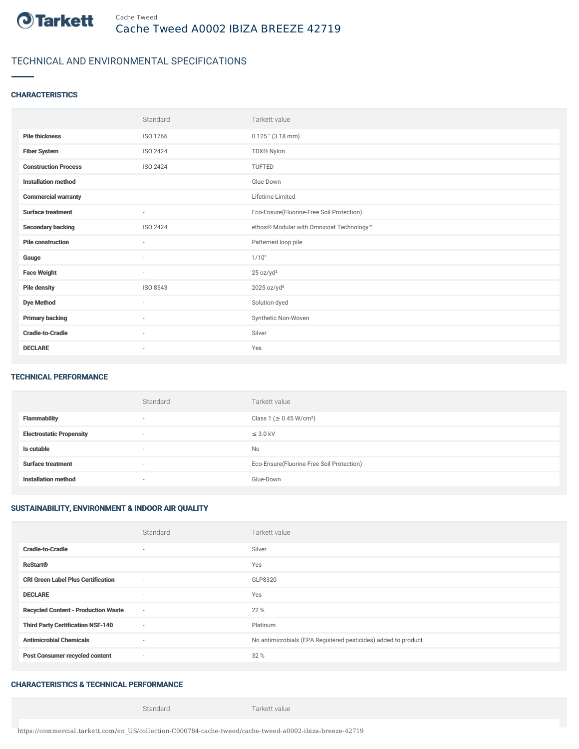Cache Tweed

# Cache Tweed A0002 IBIZA BREEZE 42719

## TECHNICAL AND ENVIRONMENTAL SPECIFICATIONS

### CHARACTERISTICS

| | Standard | Tarkett value |
|---|---|---|
| **Pile thickness** | ISO 1766 | 0.125 " (3.18 mm) |
| **Fiber System** | ISO 2424 | TDX® Nylon |
| **Construction Process** | ISO 2424 | TUFTED |
| **Installation method** | - | Glue-Down |
| **Commercial warranty** | - | Lifetime Limited |
| **Surface treatment** | - | Eco-Ensure(Fluorine-Free Soil Protection) |
| **Secondary backing** | ISO 2424 | ethos® Modular with Omnicoat Technology™ |
| **Pile construction** | - | Patterned loop pile |
| **Gauge** | - | 1/10" |
| **Face Weight** | - | 25 oz/yd² |
| **Pile density** | ISO 8543 | 2025 oz/yd³ |
| **Dye Method** | - | Solution dyed |
| **Primary backing** | - | Synthetic Non-Woven |
| **Cradle-to-Cradle** | - | Silver |
| **DECLARE** | - | Yes |

### TECHNICAL PERFORMANCE

| | Standard | Tarkett value |
|---|---|---|
| **Flammability** | - | Class 1 (≥ 0.45 W/cm²) |
| **Electrostatic Propensity** | - | ≤ 3.0 kV |
| **Is cutable** | - | No |
| **Surface treatment** | - | Eco-Ensure(Fluorine-Free Soil Protection) |
| **Installation method** | - | Glue-Down |

### SUSTAINABILITY, ENVIRONMENT & INDOOR AIR QUALITY

| | Standard | Tarkett value |
|---|---|---|
| **Cradle-to-Cradle** | - | Silver |
| **ReStart®** | - | Yes |
| **CRI Green Label Plus Certification** | - | GLP8320 |
| **DECLARE** | - | Yes |
| **Recycled Content - Production Waste** | - | 22 % |
| **Third Party Certification NSF-140** | - | Platinum |
| **Antimicrobial Chemicals** | - | No antimicrobials (EPA Registered pesticides) added to product |
| **Post Consumer recycled content** | - | 32 % |

### CHARACTERISTICS & TECHNICAL PERFORMANCE

| | Standard | Tarkett value |
|---|---|---|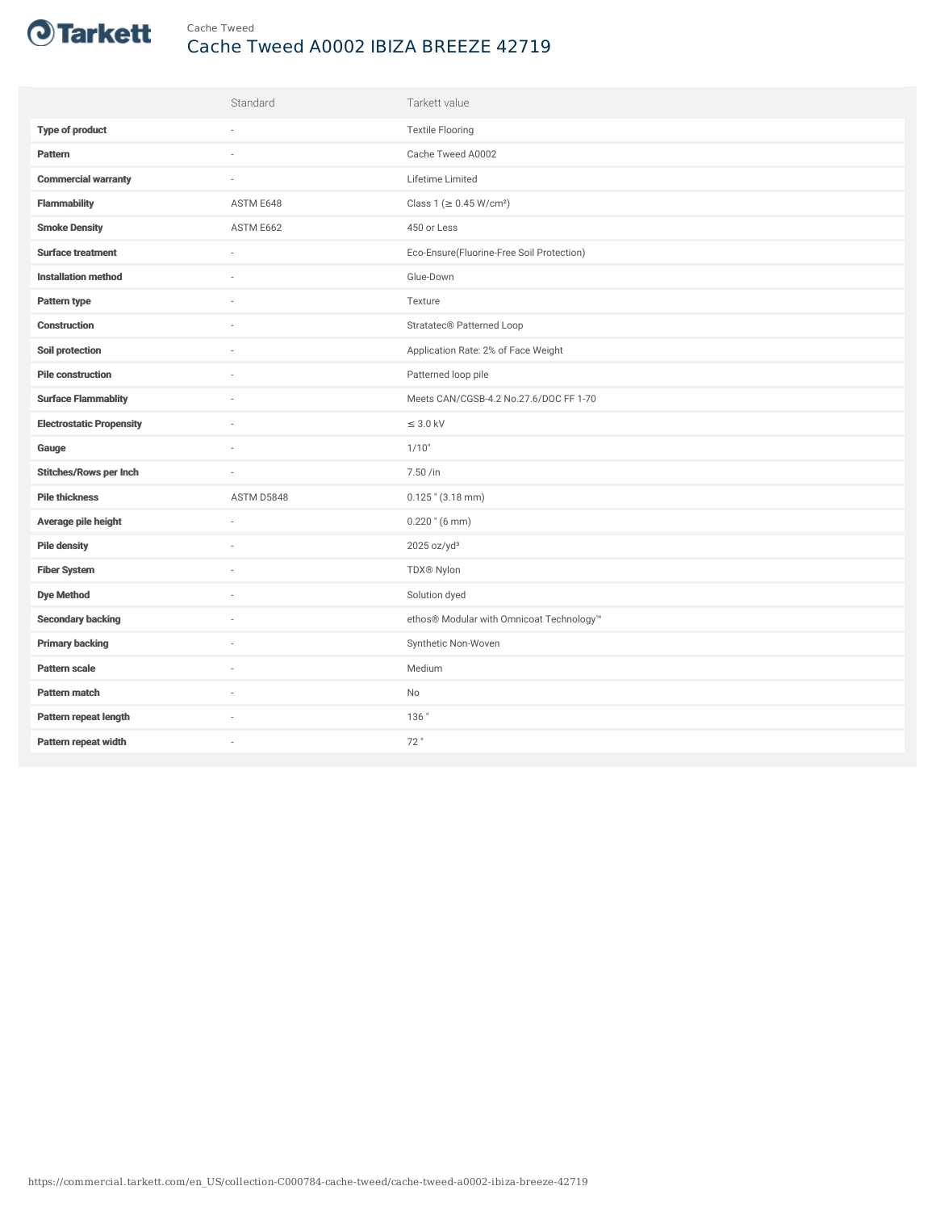Cache Tweed

# Cache Tweed A0002 IBIZA BREEZE 42719

| | Standard | Tarkett value |
|---|---|---|
| **Type of product** | - | Textile Flooring |
| **Pattern** | - | Cache Tweed A0002 |
| **Commercial warranty** | - | Lifetime Limited |
| **Flammability** | ASTM E648 | Class 1 (≥ 0.45 W/cm²) |
| **Smoke Density** | ASTM E662 | 450 or Less |
| **Surface treatment** | - | Eco-Ensure(Fluorine-Free Soil Protection) |
| **Installation method** | - | Glue-Down |
| **Pattern type** | - | Texture |
| **Construction** | - | Stratatec® Patterned Loop |
| **Soil protection** | - | Application Rate: 2% of Face Weight |
| **Pile construction** | - | Patterned loop pile |
| **Surface Flammablity** | - | Meets CAN/CGSB-4.2 No.27.6/DOC FF 1-70 |
| **Electrostatic Propensity** | - | ≤ 3.0 kV |
| **Gauge** | - | 1/10" |
| **Stitches/Rows per Inch** | - | 7.50 /in |
| **Pile thickness** | ASTM D5848 | 0.125 " (3.18 mm) |
| **Average pile height** | - | 0.220 " (6 mm) |
| **Pile density** | - | 2025 oz/yd³ |
| **Fiber System** | - | TDX® Nylon |
| **Dye Method** | - | Solution dyed |
| **Secondary backing** | - | ethos® Modular with Omnicoat Technology™ |
| **Primary backing** | - | Synthetic Non-Woven |
| **Pattern scale** | - | Medium |
| **Pattern match** | - | No |
| **Pattern repeat length** | - | 136 " |
| **Pattern repeat width** | - | 72 " |